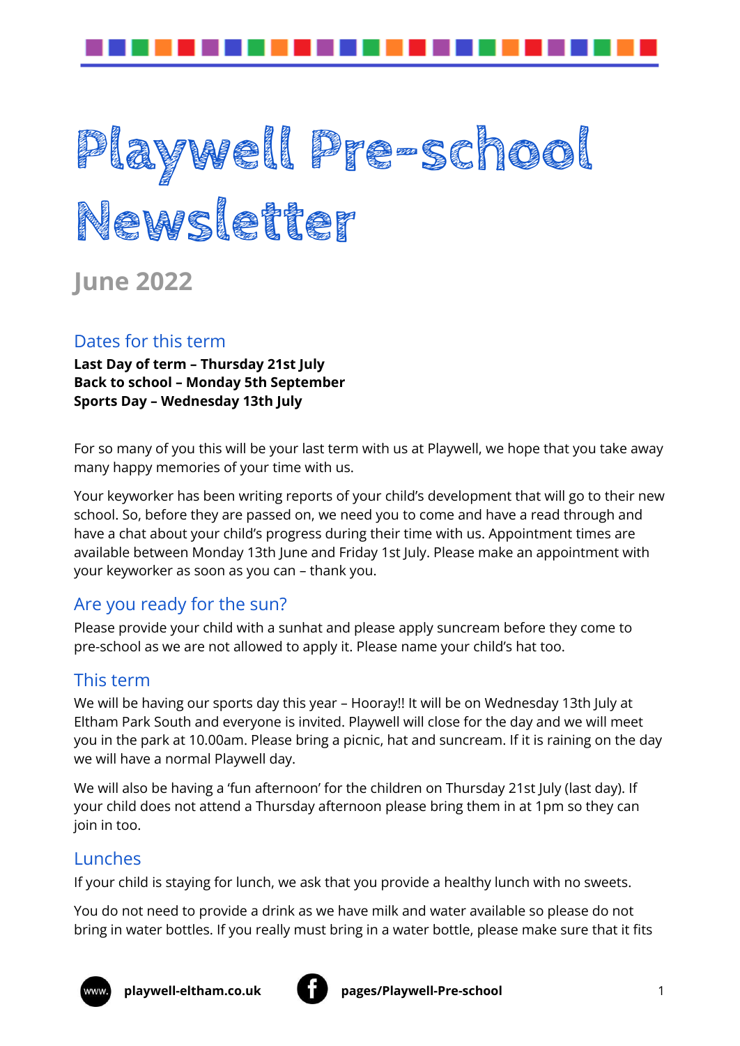# Playwell Pre-school Newsletter

## June 2022

### Dates for this term

**Last Day of term – Thursday 21st July**
**Back to school – Monday 5th September**
**Sports Day – Wednesday 13th July**

For so many of you this will be your last term with us at Playwell, we hope that you take away many happy memories of your time with us.

Your keyworker has been writing reports of your child's development that will go to their new school. So, before they are passed on, we need you to come and have a read through and have a chat about your child's progress during their time with us. Appointment times are available between Monday 13th June and Friday 1st July. Please make an appointment with your keyworker as soon as you can – thank you.

### Are you ready for the sun?

Please provide your child with a sunhat and please apply suncream before they come to pre-school as we are not allowed to apply it. Please name your child's hat too.

### This term

We will be having our sports day this year – Hooray!! It will be on Wednesday 13th July at Eltham Park South and everyone is invited. Playwell will close for the day and we will meet you in the park at 10.00am. Please bring a picnic, hat and suncream. If it is raining on the day we will have a normal Playwell day.

We will also be having a 'fun afternoon' for the children on Thursday 21st July (last day). If your child does not attend a Thursday afternoon please bring them in at 1pm so they can join in too.

### Lunches

If your child is staying for lunch, we ask that you provide a healthy lunch with no sweets.

You do not need to provide a drink as we have milk and water available so please do not bring in water bottles. If you really must bring in a water bottle, please make sure that it fits

www. **playwell-eltham.co.uk** **pages/Playwell-Pre-school**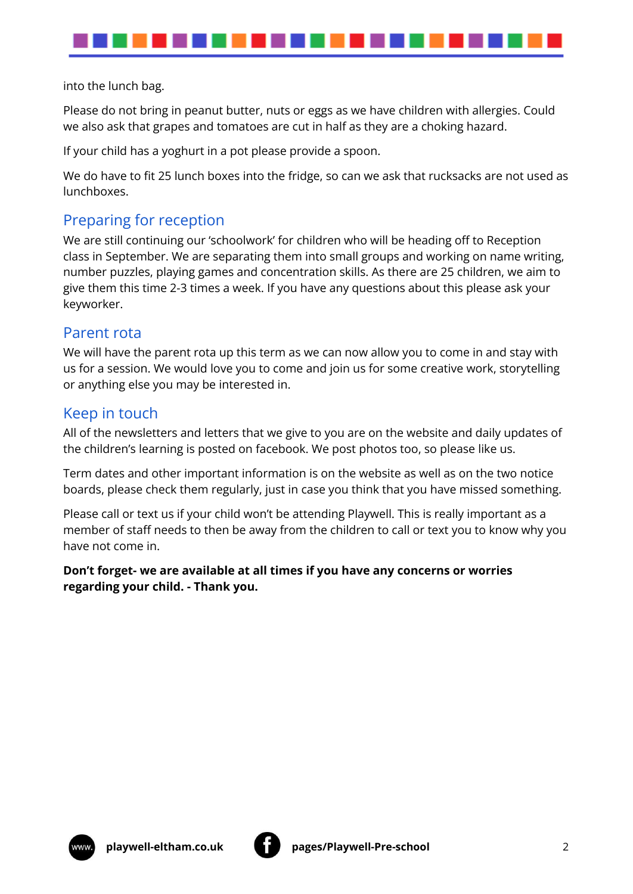into the lunch bag.

Please do not bring in peanut butter, nuts or eggs as we have children with allergies. Could we also ask that grapes and tomatoes are cut in half as they are a choking hazard.

If your child has a yoghurt in a pot please provide a spoon.

We do have to fit 25 lunch boxes into the fridge, so can we ask that rucksacks are not used as lunchboxes.

## Preparing for reception

We are still continuing our 'schoolwork' for children who will be heading off to Reception class in September. We are separating them into small groups and working on name writing, number puzzles, playing games and concentration skills. As there are 25 children, we aim to give them this time 2-3 times a week. If you have any questions about this please ask your keyworker.

## Parent rota

We will have the parent rota up this term as we can now allow you to come in and stay with us for a session. We would love you to come and join us for some creative work, storytelling or anything else you may be interested in.

## Keep in touch

All of the newsletters and letters that we give to you are on the website and daily updates of the children's learning is posted on facebook. We post photos too, so please like us.

Term dates and other important information is on the website as well as on the two notice boards, please check them regularly, just in case you think that you have missed something.

Please call or text us if your child won't be attending Playwell. This is really important as a member of staff needs to then be away from the children to call or text you to know why you have not come in.

**Don't forget- we are available at all times if you have any concerns or worries regarding your child. - Thank you.**

**playwell-eltham.co.uk** **pages/Playwell-Pre-school**